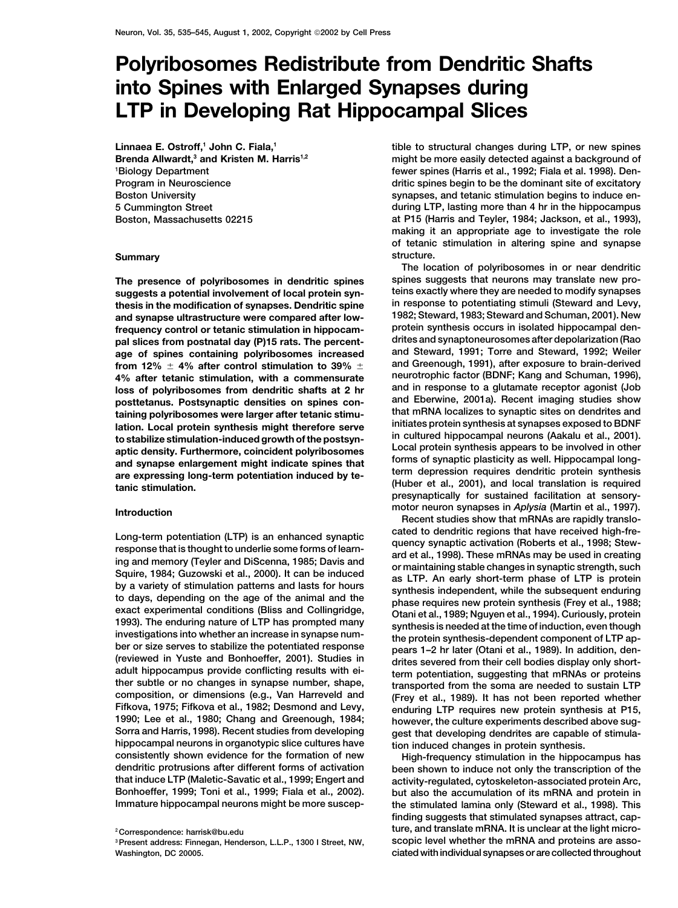# Polyribosomes Redistribute from Dendritic Shafts into Spines with Enlarged Synapses during LTP in Developing Rat Hippocampal Slices

Linnaea E. Ostroff,[1] John C. Fiala,[1] Brenda Allwardt,[3] and Kristen M. Harris[1,2]

[1]Biology Department
Program in Neuroscience
Boston University
5 Cummington Street
Boston, Massachusetts 02215

## Summary

**The presence of polyribosomes in dendritic spines suggests a potential involvement of local protein synthesis in the modification of synapses. Dendritic spine and synapse ultrastructure were compared after low-frequency control or tetanic stimulation in hippocampal slices from postnatal day (P)15 rats. The percentage of spines containing polyribosomes increased from 12% ± 4% after control stimulation to 39% ± 4% after tetanic stimulation, with a commensurate loss of polyribosomes from dendritic shafts at 2 hr posttetanus. Postsynaptic densities on spines containing polyribosomes were larger after tetanic stimulation. Local protein synthesis might therefore serve to stabilize stimulation-induced growth of the postsynaptic density. Furthermore, coincident polyribosomes and synapse enlargement might indicate spines that are expressing long-term potentiation induced by tetanic stimulation.**

## Introduction

Long-term potentiation (LTP) is an enhanced synaptic response that is thought to underlie some forms of learning and memory (Teyler and DiScenna, 1985; Davis and Squire, 1984; Guzowski et al., 2000). It can be induced by a variety of stimulation patterns and lasts for hours to days, depending on the age of the animal and the exact experimental conditions (Bliss and Collingridge, 1993). The enduring nature of LTP has prompted many investigations into whether an increase in synapse number or size serves to stabilize the potentiated response (reviewed in Yuste and Bonhoeffer, 2001). Studies in adult hippocampus provide conflicting results with either subtle or no changes in synapse number, shape, composition, or dimensions (e.g., Van Harreveld and Fifkova, 1975; Fifkova et al., 1982; Desmond and Levy, 1990; Lee et al., 1980; Chang and Greenough, 1984; Sorra and Harris, 1998). Recent studies from developing hippocampal neurons in organotypic slice cultures have consistently shown evidence for the formation of new dendritic protrusions after different forms of activation that induce LTP (Maletic-Savatic et al., 1999; Engert and Bonhoeffer, 1999; Toni et al., 1999; Fiala et al., 2002). Immature hippocampal neurons might be more susceptible to structural changes during LTP, or new spines might be more easily detected against a background of fewer spines (Harris et al., 1992; Fiala et al. 1998). Dendritic spines begin to be the dominant site of excitatory synapses, and tetanic stimulation begins to induce enduring LTP, lasting more than 4 hr in the hippocampus at P15 (Harris and Teyler, 1984; Jackson, et al., 1993), making it an appropriate age to investigate the role of tetanic stimulation in altering spine and synapse structure.

The location of polyribosomes in or near dendritic spines suggests that neurons may translate new proteins exactly where they are needed to modify synapses in response to potentiating stimuli (Steward and Levy, 1982; Steward, 1983; Steward and Schuman, 2001). New protein synthesis occurs in isolated hippocampal dendrites and synaptoneurosomes after depolarization (Rao and Steward, 1991; Torre and Steward, 1992; Weiler and Greenough, 1991), after exposure to brain-derived neurotrophic factor (BDNF; Kang and Schuman, 1996), and in response to a glutamate receptor agonist (Job and Eberwine, 2001a). Recent imaging studies show that mRNA localizes to synaptic sites on dendrites and initiates protein synthesis at synapses exposed to BDNF in cultured hippocampal neurons (Aakalu et al., 2001). Local protein synthesis appears to be involved in other forms of synaptic plasticity as well. Hippocampal long-term depression requires dendritic protein synthesis (Huber et al., 2001), and local translation is required presynaptically for sustained facilitation at sensory-motor neuron synapses in *Aplysia* (Martin et al., 1997).

Recent studies show that mRNAs are rapidly translocated to dendritic regions that have received high-frequency synaptic activation (Roberts et al., 1998; Steward et al., 1998). These mRNAs may be used in creating or maintaining stable changes in synaptic strength, such as LTP. An early short-term phase of LTP is protein synthesis independent, while the subsequent enduring phase requires new protein synthesis (Frey et al., 1988; Otani et al., 1989; Nguyen et al., 1994). Curiously, protein synthesis is needed at the time of induction, even though the protein synthesis-dependent component of LTP appears 1–2 hr later (Otani et al., 1989). In addition, dendrites severed from their cell bodies display only short-term potentiation, suggesting that mRNAs or proteins transported from the soma are needed to sustain LTP (Frey et al., 1989). It has not been reported whether enduring LTP requires new protein synthesis at P15, however, the culture experiments described above suggest that developing dendrites are capable of stimulation induced changes in protein synthesis.

High-frequency stimulation in the hippocampus has been shown to induce not only the transcription of the activity-regulated, cytoskeleton-associated protein Arc, but also the accumulation of its mRNA and protein in the stimulated lamina only (Steward et al., 1998). This finding suggests that stimulated synapses attract, capture, and translate mRNA. It is unclear at the light microscopic level whether the mRNA and proteins are associated with individual synapses or are collected throughout

[2]Correspondence: harrisk@bu.edu
[3]Present address: Finnegan, Henderson, L.L.P., 1300 I Street, NW, Washington, DC 20005.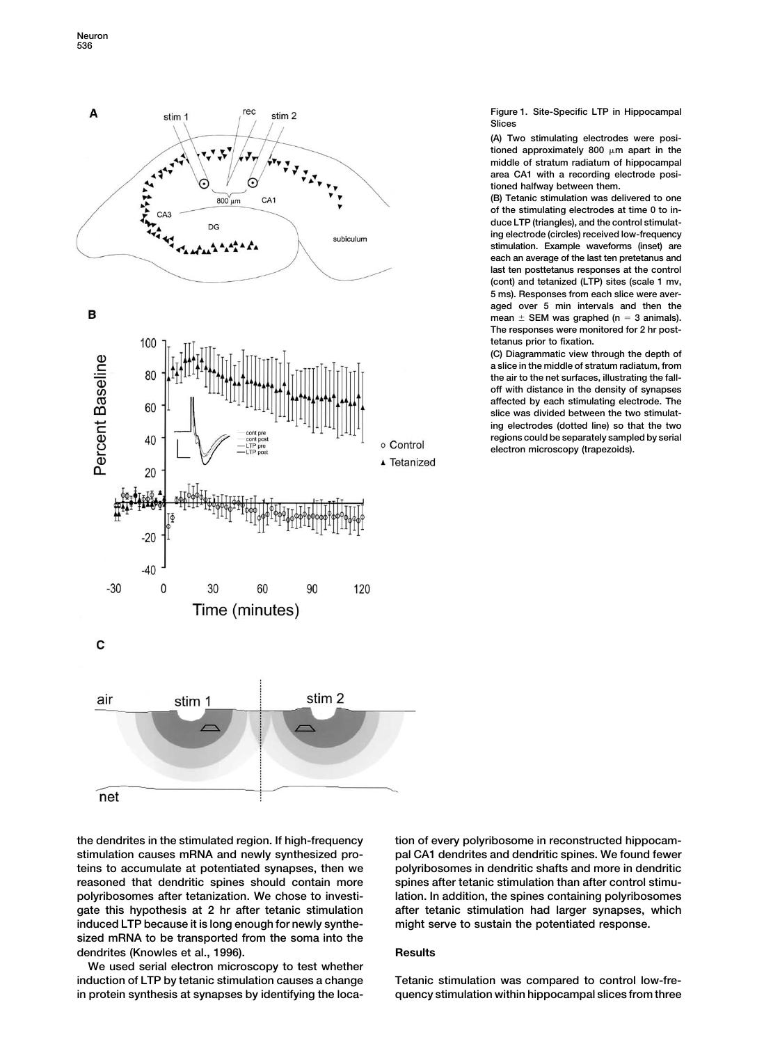Figure 1. Site-Specific LTP in Hippocampal Slices

(A) Two stimulating electrodes were positioned approximately 800 μm apart in the middle of stratum radiatum of hippocampal area CA1 with a recording electrode positioned halfway between them.

(B) Tetanic stimulation was delivered to one of the stimulating electrodes at time 0 to induce LTP (triangles), and the control stimulating electrode (circles) received low-frequency stimulation. Example waveforms (inset) are each an average of the last ten pretetanus and last ten posttetanus responses at the control (cont) and tetanized (LTP) sites (scale 1 mv, 5 ms). Responses from each slice were averaged over 5 min intervals and then the mean ± SEM was graphed (n = 3 animals). The responses were monitored for 2 hr posttetanus prior to fixation.

(C) Diagrammatic view through the depth of a slice in the middle of stratum radiatum, from the air to the net surfaces, illustrating the falloff with distance in the density of synapses affected by each stimulating electrode. The slice was divided between the two stimulating electrodes (dotted line) so that the two regions could be separately sampled by serial electron microscopy (trapezoids).

the dendrites in the stimulated region. If high-frequency stimulation causes mRNA and newly synthesized proteins to accumulate at potentiated synapses, then we reasoned that dendritic spines should contain more polyribosomes after tetanization. We chose to investigate this hypothesis at 2 hr after tetanic stimulation induced LTP because it is long enough for newly synthesized mRNA to be transported from the soma into the dendrites (Knowles et al., 1996).

We used serial electron microscopy to test whether induction of LTP by tetanic stimulation causes a change in protein synthesis at synapses by identifying the location of every polyribosome in reconstructed hippocampal CA1 dendrites and dendritic spines. We found fewer polyribosomes in dendritic shafts and more in dendritic spines after tetanic stimulation than after control stimulation. In addition, the spines containing polyribosomes after tetanic stimulation had larger synapses, which might serve to sustain the potentiated response.

## Results

Tetanic stimulation was compared to control low-frequency stimulation within hippocampal slices from three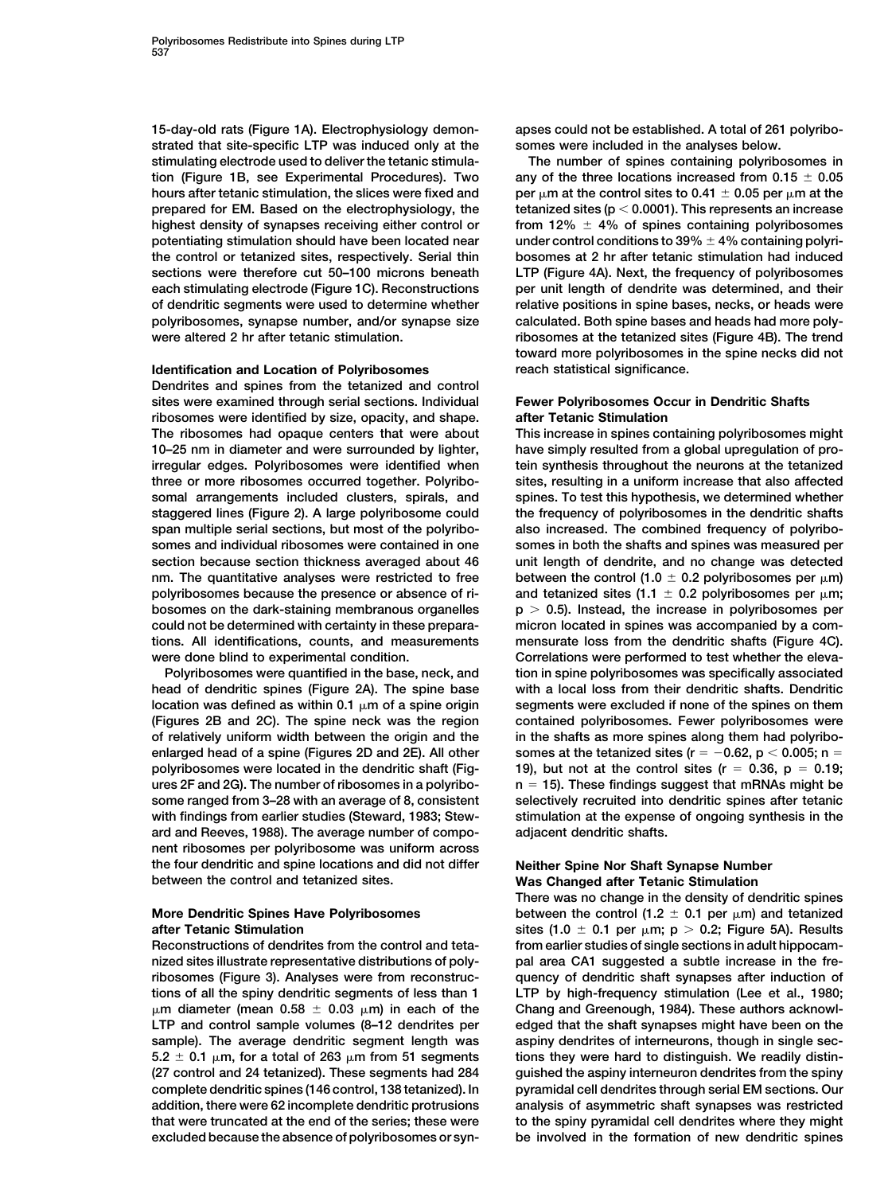15-day-old rats (Figure 1A). Electrophysiology demonstrated that site-specific LTP was induced only at the stimulating electrode used to deliver the tetanic stimulation (Figure 1B, see Experimental Procedures). Two hours after tetanic stimulation, the slices were fixed and prepared for EM. Based on the electrophysiology, the highest density of synapses receiving either control or potentiating stimulation should have been located near the control or tetanized sites, respectively. Serial thin sections were therefore cut 50–100 microns beneath each stimulating electrode (Figure 1C). Reconstructions of dendritic segments were used to determine whether polyribosomes, synapse number, and/or synapse size were altered 2 hr after tetanic stimulation.

## Identification and Location of Polyribosomes

Dendrites and spines from the tetanized and control sites were examined through serial sections. Individual ribosomes were identified by size, opacity, and shape. The ribosomes had opaque centers that were about 10–25 nm in diameter and were surrounded by lighter, irregular edges. Polyribosomes were identified when three or more ribosomes occurred together. Polyribosomal arrangements included clusters, spirals, and staggered lines (Figure 2). A large polyribosome could span multiple serial sections, but most of the polyribosomes and individual ribosomes were contained in one section because section thickness averaged about 46 nm. The quantitative analyses were restricted to free polyribosomes because the presence or absence of ribosomes on the dark-staining membranous organelles could not be determined with certainty in these preparations. All identifications, counts, and measurements were done blind to experimental condition.

Polyribosomes were quantified in the base, neck, and head of dendritic spines (Figure 2A). The spine base location was defined as within 0.1 μm of a spine origin (Figures 2B and 2C). The spine neck was the region of relatively uniform width between the origin and the enlarged head of a spine (Figures 2D and 2E). All other polyribosomes were located in the dendritic shaft (Figures 2F and 2G). The number of ribosomes in a polyribosome ranged from 3–28 with an average of 8, consistent with findings from earlier studies (Steward, 1983; Steward and Reeves, 1988). The average number of component ribosomes per polyribosome was uniform across the four dendritic and spine locations and did not differ between the control and tetanized sites.

## More Dendritic Spines Have Polyribosomes after Tetanic Stimulation

Reconstructions of dendrites from the control and tetanized sites illustrate representative distributions of polyribosomes (Figure 3). Analyses were from reconstructions of all the spiny dendritic segments of less than 1 μm diameter (mean $0.58 \pm 0.03$ μm) in each of the LTP and control sample volumes (8–12 dendrites per sample). The average dendritic segment length was $5.2 \pm 0.1$ μm, for a total of 263 μm from 51 segments (27 control and 24 tetanized). These segments had 284 complete dendritic spines (146 control, 138 tetanized). In addition, there were 62 incomplete dendritic protrusions that were truncated at the end of the series; these were excluded because the absence of polyribosomes or synapses could not be established. A total of 261 polyribosomes were included in the analyses below.

The number of spines containing polyribosomes in any of the three locations increased from $0.15 \pm 0.05$ per μm at the control sites to $0.41 \pm 0.05$ per μm at the tetanized sites ($p < 0.0001$). This represents an increase from $12\% \pm 4\%$ of spines containing polyribosomes under control conditions to $39\% \pm 4\%$ containing polyribosomes at 2 hr after tetanic stimulation had induced LTP (Figure 4A). Next, the frequency of polyribosomes per unit length of dendrite was determined, and their relative positions in spine bases, necks, or heads were calculated. Both spine bases and heads had more polyribosomes at the tetanized sites (Figure 4B). The trend toward more polyribosomes in the spine necks did not reach statistical significance.

## Fewer Polyribosomes Occur in Dendritic Shafts after Tetanic Stimulation

This increase in spines containing polyribosomes might have simply resulted from a global upregulation of protein synthesis throughout the neurons at the tetanized sites, resulting in a uniform increase that also affected spines. To test this hypothesis, we determined whether the frequency of polyribosomes in the dendritic shafts also increased. The combined frequency of polyribosomes in both the shafts and spines was measured per unit length of dendrite, and no change was detected between the control ($1.0 \pm 0.2$ polyribosomes per μm) and tetanized sites ($1.1 \pm 0.2$ polyribosomes per μm; $p > 0.5$). Instead, the increase in polyribosomes per micron located in spines was accompanied by a commensurate loss from the dendritic shafts (Figure 4C). Correlations were performed to test whether the elevation in spine polyribosomes was specifically associated with a local loss from their dendritic shafts. Dendritic segments were excluded if none of the spines on them contained polyribosomes. Fewer polyribosomes were in the shafts as more spines along them had polyribosomes at the tetanized sites ($r = -0.62$, $p < 0.005$; $n = 19$), but not at the control sites ($r = 0.36$, $p = 0.19$; $n = 15$). These findings suggest that mRNAs might be selectively recruited into dendritic spines after tetanic stimulation at the expense of ongoing synthesis in the adjacent dendritic shafts.

## Neither Spine Nor Shaft Synapse Number Was Changed after Tetanic Stimulation

There was no change in the density of dendritic spines between the control ($1.2 \pm 0.1$ per μm) and tetanized sites ($1.0 \pm 0.1$ per μm; $p > 0.2$; Figure 5A). Results from earlier studies of single sections in adult hippocampal area CA1 suggested a subtle increase in the frequency of dendritic shaft synapses after induction of LTP by high-frequency stimulation (Lee et al., 1980; Chang and Greenough, 1984). These authors acknowledged that the shaft synapses might have been on the aspiny dendrites of interneurons, though in single sections they were hard to distinguish. We readily distinguished the aspiny interneuron dendrites from the spiny pyramidal cell dendrites through serial EM sections. Our analysis of asymmetric shaft synapses was restricted to the spiny pyramidal cell dendrites where they might be involved in the formation of new dendritic spines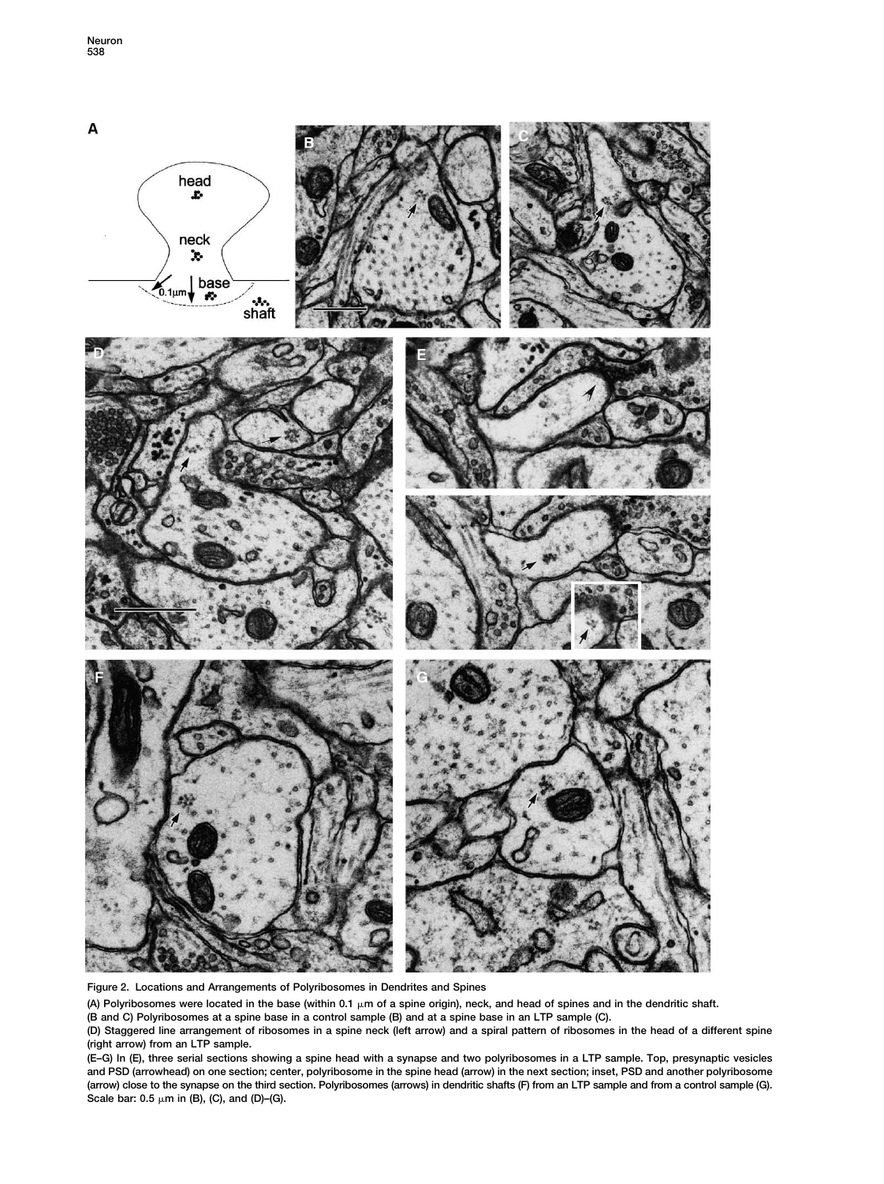Figure 2. Locations and Arrangements of Polyribosomes in Dendrites and Spines

(A) Polyribosomes were located in the base (within 0.1 μm of a spine origin), neck, and head of spines and in the dendritic shaft.

(B and C) Polyribosomes at a spine base in a control sample (B) and at a spine base in an LTP sample (C).

(D) Staggered line arrangement of ribosomes in a spine neck (left arrow) and a spiral pattern of ribosomes in the head of a different spine (right arrow) from an LTP sample.

(E–G) In (E), three serial sections showing a spine head with a synapse and two polyribosomes in a LTP sample. Top, presynaptic vesicles and PSD (arrowhead) on one section; center, polyribosome in the spine head (arrow) in the next section; inset, PSD and another polyribosome (arrow) close to the synapse on the third section. Polyribosomes (arrows) in dendritic shafts (F) from an LTP sample and from a control sample (G). Scale bar: 0.5 μm in (B), (C), and (D)–(G).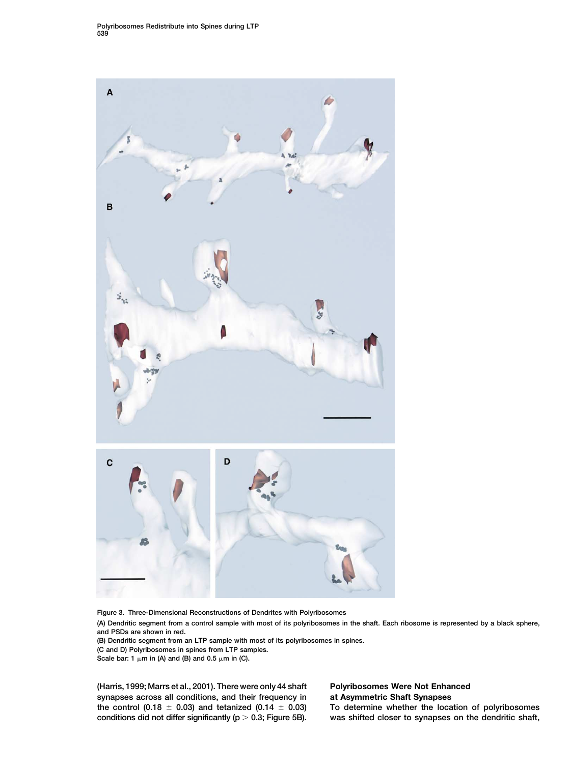Figure 3. Three-Dimensional Reconstructions of Dendrites with Polyribosomes

(A) Dendritic segment from a control sample with most of its polyribosomes in the shaft. Each ribosome is represented by a black sphere, and PSDs are shown in red.

(B) Dendritic segment from an LTP sample with most of its polyribosomes in spines.

(C and D) Polyribosomes in spines from LTP samples.

Scale bar: 1 μm in (A) and (B) and 0.5 μm in (C).

(Harris, 1999; Marrs et al., 2001). There were only 44 shaft synapses across all conditions, and their frequency in the control ($0.18 \pm 0.03$) and tetanized ($0.14 \pm 0.03$) conditions did not differ significantly ($p > 0.3$; Figure 5B).

### Polyribosomes Were Not Enhanced at Asymmetric Shaft Synapses

To determine whether the location of polyribosomes was shifted closer to synapses on the dendritic shaft,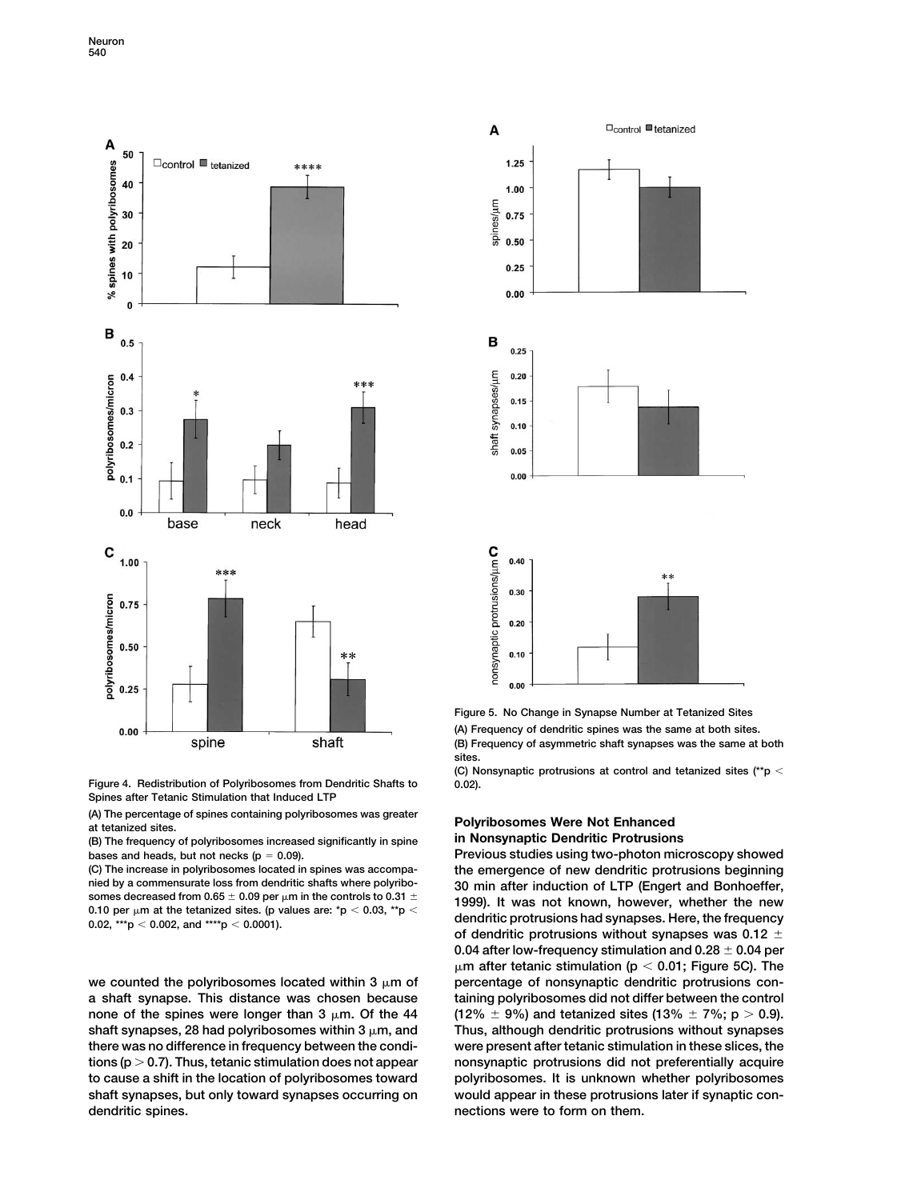Figure 4. Redistribution of Polyribosomes from Dendritic Shafts to Spines after Tetanic Stimulation that Induced LTP

(A) The percentage of spines containing polyribosomes was greater at tetanized sites.

(B) The frequency of polyribosomes increased significantly in spine bases and heads, but not necks ($p = 0.09$).

(C) The increase in polyribosomes located in spines was accompanied by a commensurate loss from dendritic shafts where polyribosomes decreased from $0.65 \pm 0.09$ per μm in the controls to $0.31 \pm 0.10$ per μm at the tetanized sites. (p values are: \*$p < 0.03$, \*\*$p < 0.02$, \*\*\*$p < 0.002$, and \*\*\*\*$p < 0.0001$).

we counted the polyribosomes located within 3 μm of a shaft synapse. This distance was chosen because none of the spines were longer than 3 μm. Of the 44 shaft synapses, 28 had polyribosomes within 3 μm, and there was no difference in frequency between the conditions ($p > 0.7$). Thus, tetanic stimulation does not appear to cause a shift in the location of polyribosomes toward shaft synapses, but only toward synapses occurring on dendritic spines.

Figure 5. No Change in Synapse Number at Tetanized Sites

(A) Frequency of dendritic spines was the same at both sites.

(B) Frequency of asymmetric shaft synapses was the same at both sites.

(C) Nonsynaptic protrusions at control and tetanized sites (\*\*$p < 0.02$).

## Polyribosomes Were Not Enhanced in Nonsynaptic Dendritic Protrusions

Previous studies using two-photon microscopy showed the emergence of new dendritic protrusions beginning 30 min after induction of LTP (Engert and Bonhoeffer, 1999). It was not known, however, whether the new dendritic protrusions had synapses. Here, the frequency of dendritic protrusions without synapses was $0.12 \pm 0.04$ after low-frequency stimulation and $0.28 \pm 0.04$ per μm after tetanic stimulation ($p < 0.01$; Figure 5C). The percentage of nonsynaptic dendritic protrusions containing polyribosomes did not differ between the control ($12\% \pm 9\%$) and tetanized sites ($13\% \pm 7\%$; $p > 0.9$). Thus, although dendritic protrusions without synapses were present after tetanic stimulation in these slices, the nonsynaptic protrusions did not preferentially acquire polyribosomes. It is unknown whether polyribosomes would appear in these protrusions later if synaptic connections were to form on them.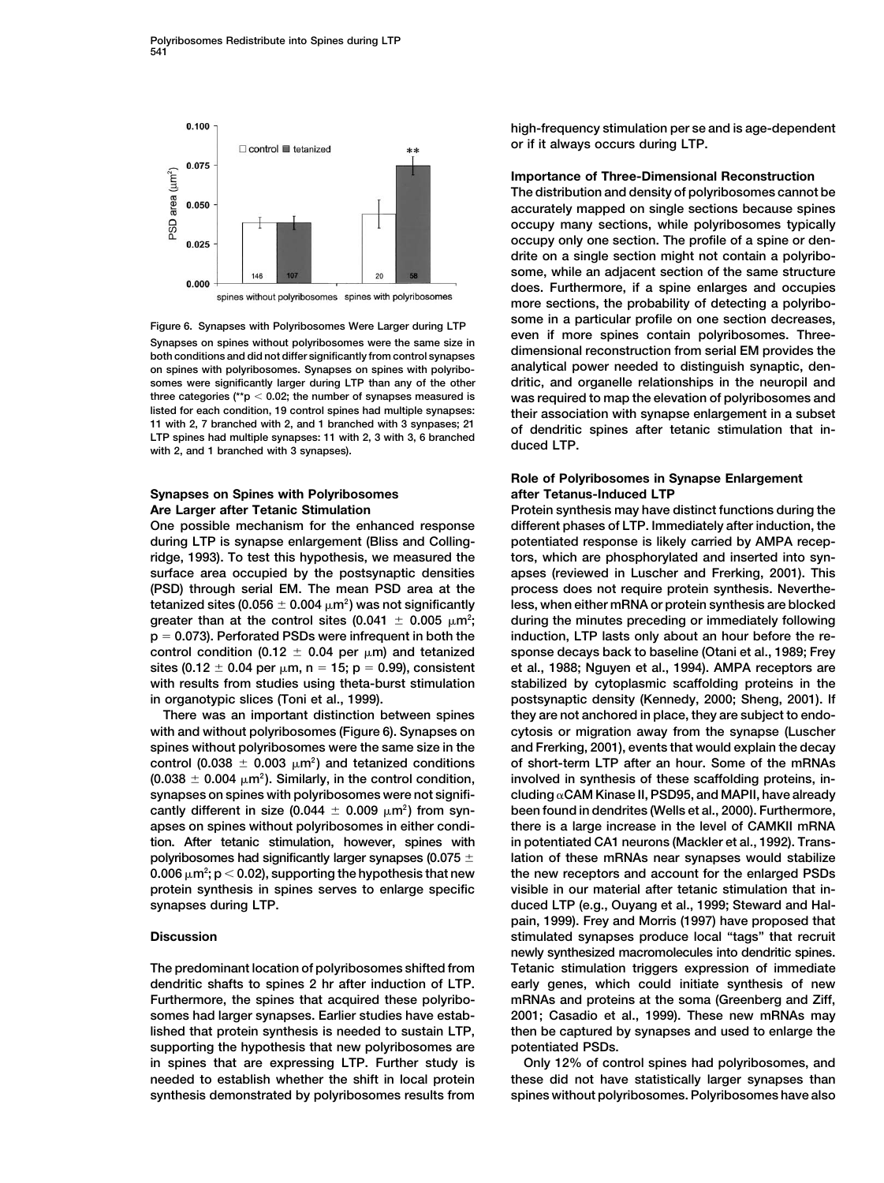Figure 6. Synapses with Polyribosomes Were Larger during LTP

Synapses on spines without polyribosomes were the same size in both conditions and did not differ significantly from control synapses on spines with polyribosomes. Synapses on spines with polyribosomes were significantly larger during LTP than any of the other three categories (**$p < 0.02$; the number of synapses measured is listed for each condition, 19 control spines had multiple synapses: 11 with 2, 7 branched with 2, and 1 branched with 3 synapses; 21 LTP spines had multiple synapses: 11 with 2, 3 with 3, 6 branched with 2, and 1 branched with 3 synapses).

### Synapses on Spines with Polyribosomes Are Larger after Tetanic Stimulation

One possible mechanism for the enhanced response during LTP is synapse enlargement (Bliss and Collingridge, 1993). To test this hypothesis, we measured the surface area occupied by the postsynaptic densities (PSD) through serial EM. The mean PSD area at the tetanized sites ($0.056 \pm 0.004\ \mu m^2$) was not significantly greater than at the control sites ($0.041 \pm 0.005\ \mu m^2$; $p = 0.073$). Perforated PSDs were infrequent in both the control condition ($0.12 \pm 0.04$ per $\mu$m) and tetanized sites ($0.12 \pm 0.04$ per $\mu$m, $n = 15$; $p = 0.99$), consistent with results from studies using theta-burst stimulation in organotypic slices (Toni et al., 1999).

There was an important distinction between spines with and without polyribosomes (Figure 6). Synapses on spines without polyribosomes were the same size in the control ($0.038 \pm 0.003\ \mu m^2$) and tetanized conditions ($0.038 \pm 0.004\ \mu m^2$). Similarly, in the control condition, synapses on spines with polyribosomes were not significantly different in size ($0.044 \pm 0.009\ \mu m^2$) from synapses on spines without polyribosomes in either condition. After tetanic stimulation, however, spines with polyribosomes had significantly larger synapses ($0.075 \pm 0.006\ \mu m^2$; $p < 0.02$), supporting the hypothesis that new protein synthesis in spines serves to enlarge specific synapses during LTP.

## Discussion

The predominant location of polyribosomes shifted from dendritic shafts to spines 2 hr after induction of LTP. Furthermore, the spines that acquired these polyribosomes had larger synapses. Earlier studies have established that protein synthesis is needed to sustain LTP, supporting the hypothesis that new polyribosomes are in spines that are expressing LTP. Further study is needed to establish whether the shift in local protein synthesis demonstrated by polyribosomes results from high-frequency stimulation per se and is age-dependent or if it always occurs during LTP.

### Importance of Three-Dimensional Reconstruction

The distribution and density of polyribosomes cannot be accurately mapped on single sections because spines occupy many sections, while polyribosomes typically occupy only one section. The profile of a spine or dendrite on a single section might not contain a polyribosome, while an adjacent section of the same structure does. Furthermore, if a spine enlarges and occupies more sections, the probability of detecting a polyribosome in a particular profile on one section decreases, even if more spines contain polyribosomes. Three-dimensional reconstruction from serial EM provides the analytical power needed to distinguish synaptic, dendritic, and organelle relationships in the neuropil and was required to map the elevation of polyribosomes and their association with synapse enlargement in a subset of dendritic spines after tetanic stimulation that induced LTP.

### Role of Polyribosomes in Synapse Enlargement after Tetanus-Induced LTP

Protein synthesis may have distinct functions during the different phases of LTP. Immediately after induction, the potentiated response is likely carried by AMPA receptors, which are phosphorylated and inserted into synapses (reviewed in Luscher and Frerking, 2001). This process does not require protein synthesis. Nevertheless, when either mRNA or protein synthesis are blocked during the minutes preceding or immediately following induction, LTP lasts only about an hour before the response decays back to baseline (Otani et al., 1989; Frey et al., 1988; Nguyen et al., 1994). AMPA receptors are stabilized by cytoplasmic scaffolding proteins in the postsynaptic density (Kennedy, 2000; Sheng, 2001). If they are not anchored in place, they are subject to endocytosis or migration away from the synapse (Luscher and Frerking, 2001), events that would explain the decay of short-term LTP after an hour. Some of the mRNAs involved in synthesis of these scaffolding proteins, including $\alpha$CAM Kinase II, PSD95, and MAPII, have already been found in dendrites (Wells et al., 2000). Furthermore, there is a large increase in the level of CAMKII mRNA in potentiated CA1 neurons (Mackler et al., 1992). Translation of these mRNAs near synapses would stabilize the new receptors and account for the enlarged PSDs visible in our material after tetanic stimulation that induced LTP (e.g., Ouyang et al., 1999; Steward and Halpain, 1999). Frey and Morris (1997) have proposed that stimulated synapses produce local "tags" that recruit newly synthesized macromolecules into dendritic spines. Tetanic stimulation triggers expression of immediate early genes, which could initiate synthesis of new mRNAs and proteins at the soma (Greenberg and Ziff, 2001; Casadio et al., 1999). These new mRNAs may then be captured by synapses and used to enlarge the potentiated PSDs.

Only 12% of control spines had polyribosomes, and these did not have statistically larger synapses than spines without polyribosomes. Polyribosomes have also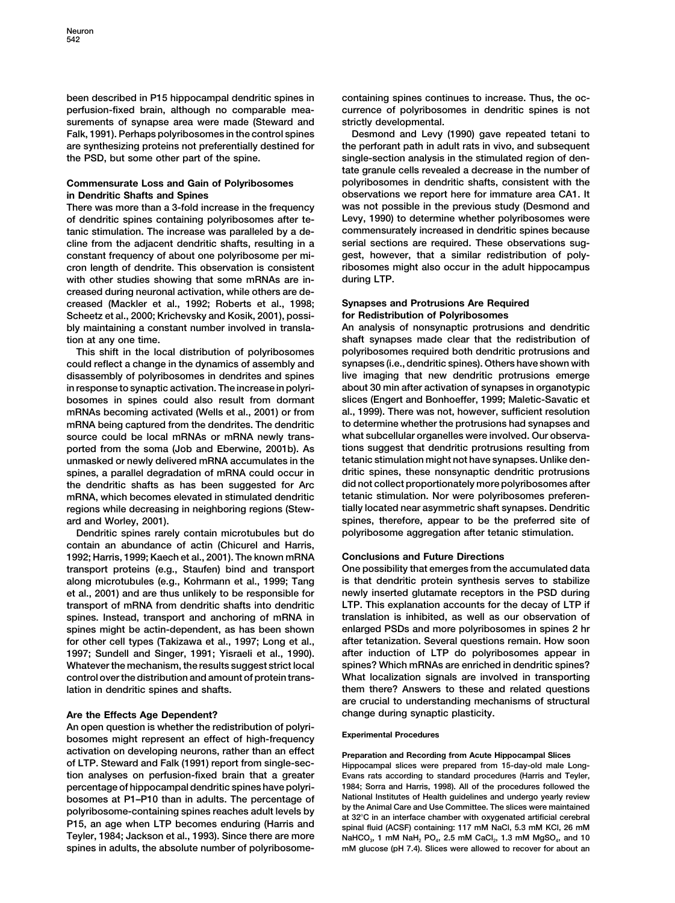been described in P15 hippocampal dendritic spines in perfusion-fixed brain, although no comparable measurements of synapse area were made (Steward and Falk, 1991). Perhaps polyribosomes in the control spines are synthesizing proteins not preferentially destined for the PSD, but some other part of the spine.

### Commensurate Loss and Gain of Polyribosomes in Dendritic Shafts and Spines

There was more than a 3-fold increase in the frequency of dendritic spines containing polyribosomes after tetanic stimulation. The increase was paralleled by a decline from the adjacent dendritic shafts, resulting in a constant frequency of about one polyribosome per micron length of dendrite. This observation is consistent with other studies showing that some mRNAs are increased during neuronal activation, while others are decreased (Mackler et al., 1992; Roberts et al., 1998; Scheetz et al., 2000; Krichevsky and Kosik, 2001), possibly maintaining a constant number involved in translation at any one time.

This shift in the local distribution of polyribosomes could reflect a change in the dynamics of assembly and disassembly of polyribosomes in dendrites and spines in response to synaptic activation. The increase in polyribosomes in spines could also result from dormant mRNAs becoming activated (Wells et al., 2001) or from mRNA being captured from the dendrites. The dendritic source could be local mRNAs or mRNA newly transported from the soma (Job and Eberwine, 2001b). As unmasked or newly delivered mRNA accumulates in the spines, a parallel degradation of mRNA could occur in the dendritic shafts as has been suggested for Arc mRNA, which becomes elevated in stimulated dendritic regions while decreasing in neighboring regions (Steward and Worley, 2001).

Dendritic spines rarely contain microtubules but do contain an abundance of actin (Chicurel and Harris, 1992; Harris, 1999; Kaech et al., 2001). The known mRNA transport proteins (e.g., Staufen) bind and transport along microtubules (e.g., Kohrmann et al., 1999; Tang et al., 2001) and are thus unlikely to be responsible for transport of mRNA from dendritic shafts into dendritic spines. Instead, transport and anchoring of mRNA in spines might be actin-dependent, as has been shown for other cell types (Takizawa et al., 1997; Long et al., 1997; Sundell and Singer, 1991; Yisraeli et al., 1990). Whatever the mechanism, the results suggest strict local control over the distribution and amount of protein translation in dendritic spines and shafts.

### Are the Effects Age Dependent?

An open question is whether the redistribution of polyribosomes might represent an effect of high-frequency activation on developing neurons, rather than an effect of LTP. Steward and Falk (1991) report from single-section analyses on perfusion-fixed brain that a greater percentage of hippocampal dendritic spines have polyribosomes at P1–P10 than in adults. The percentage of polyribosome-containing spines reaches adult levels by P15, an age when LTP becomes enduring (Harris and Teyler, 1984; Jackson et al., 1993). Since there are more spines in adults, the absolute number of polyribosome-containing spines continues to increase. Thus, the occurrence of polyribosomes in dendritic spines is not strictly developmental.

Desmond and Levy (1990) gave repeated tetani to the perforant path in adult rats in vivo, and subsequent single-section analysis in the stimulated region of dentate granule cells revealed a decrease in the number of polyribosomes in dendritic shafts, consistent with the observations we report here for immature area CA1. It was not possible in the previous study (Desmond and Levy, 1990) to determine whether polyribosomes were commensurately increased in dendritic spines because serial sections are required. These observations suggest, however, that a similar redistribution of polyribosomes might also occur in the adult hippocampus during LTP.

### Synapses and Protrusions Are Required for Redistribution of Polyribosomes

An analysis of nonsynaptic protrusions and dendritic shaft synapses made clear that the redistribution of polyribosomes required both dendritic protrusions and synapses (i.e., dendritic spines). Others have shown with live imaging that new dendritic protrusions emerge about 30 min after activation of synapses in organotypic slices (Engert and Bonhoeffer, 1999; Maletic-Savatic et al., 1999). There was not, however, sufficient resolution to determine whether the protrusions had synapses and what subcellular organelles were involved. Our observations suggest that dendritic protrusions resulting from tetanic stimulation might not have synapses. Unlike dendritic spines, these nonsynaptic dendritic protrusions did not collect proportionately more polyribosomes after tetanic stimulation. Nor were polyribosomes preferentially located near asymmetric shaft synapses. Dendritic spines, therefore, appear to be the preferred site of polyribosome aggregation after tetanic stimulation.

### Conclusions and Future Directions

One possibility that emerges from the accumulated data is that dendritic protein synthesis serves to stabilize newly inserted glutamate receptors in the PSD during LTP. This explanation accounts for the decay of LTP if translation is inhibited, as well as our observation of enlarged PSDs and more polyribosomes in spines 2 hr after tetanization. Several questions remain. How soon after induction of LTP do polyribosomes appear in spines? Which mRNAs are enriched in dendritic spines? What localization signals are involved in transporting them there? Answers to these and related questions are crucial to understanding mechanisms of structural change during synaptic plasticity.

## Experimental Procedures

### Preparation and Recording from Acute Hippocampal Slices

Hippocampal slices were prepared from 15-day-old male Long-Evans rats according to standard procedures (Harris and Teyler, 1984; Sorra and Harris, 1998). All of the procedures followed the National Institutes of Health guidelines and undergo yearly review by the Animal Care and Use Committee. The slices were maintained at 32°C in an interface chamber with oxygenated artificial cerebral spinal fluid (ACSF) containing: 117 mM NaCl, 5.3 mM KCl, 26 mM $NaHCO_3$, 1 mM $NaH_2PO_4$, 2.5 mM $CaCl_2$, 1.3 mM $MgSO_4$, and 10 mM glucose (pH 7.4). Slices were allowed to recover for about an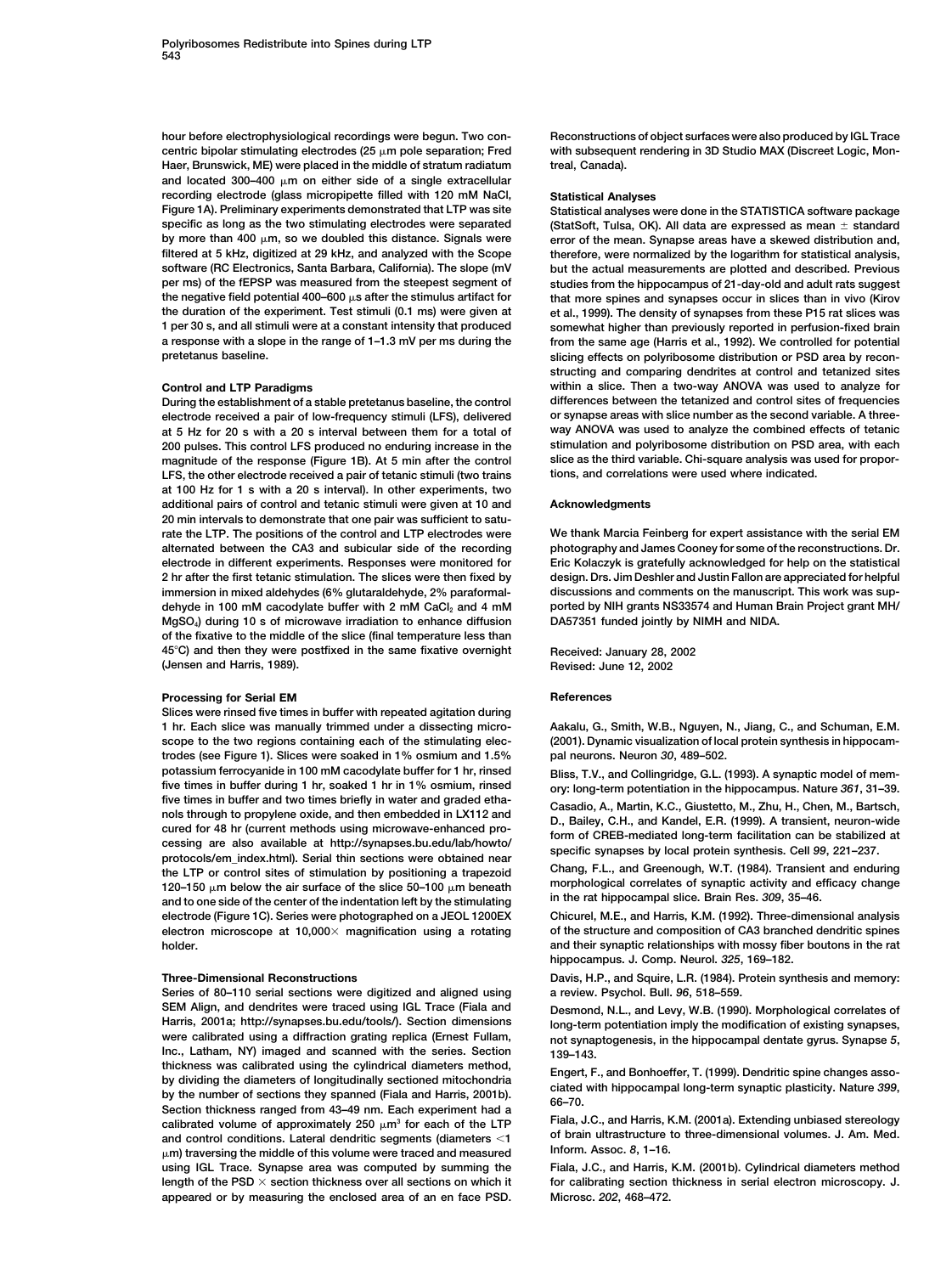hour before electrophysiological recordings were begun. Two concentric bipolar stimulating electrodes (25 μm pole separation; Fred Haer, Brunswick, ME) were placed in the middle of stratum radiatum and located 300–400 μm on either side of a single extracellular recording electrode (glass micropipette filled with 120 mM NaCl, Figure 1A). Preliminary experiments demonstrated that LTP was site specific as long as the two stimulating electrodes were separated by more than 400 μm, so we doubled this distance. Signals were filtered at 5 kHz, digitized at 29 kHz, and analyzed with the Scope software (RC Electronics, Santa Barbara, California). The slope (mV per ms) of the fEPSP was measured from the steepest segment of the negative field potential 400–600 μs after the stimulus artifact for the duration of the experiment. Test stimuli (0.1 ms) were given at 1 per 30 s, and all stimuli were at a constant intensity that produced a response with a slope in the range of 1–1.3 mV per ms during the pretetanus baseline.

### Control and LTP Paradigms

During the establishment of a stable pretetanus baseline, the control electrode received a pair of low-frequency stimuli (LFS), delivered at 5 Hz for 20 s with a 20 s interval between them for a total of 200 pulses. This control LFS produced no enduring increase in the magnitude of the response (Figure 1B). At 5 min after the control LFS, the other electrode received a pair of tetanic stimuli (two trains at 100 Hz for 1 s with a 20 s interval). In other experiments, two additional pairs of control and tetanic stimuli were given at 10 and 20 min intervals to demonstrate that one pair was sufficient to saturate the LTP. The positions of the control and LTP electrodes were alternated between the CA3 and subicular side of the recording electrode in different experiments. Responses were monitored for 2 hr after the first tetanic stimulation. The slices were then fixed by immersion in mixed aldehydes (6% glutaraldehyde, 2% paraformaldehyde in 100 mM cacodylate buffer with 2 mM $CaCl_2$ and 4 mM $MgSO_4$) during 10 s of microwave irradiation to enhance diffusion of the fixative to the middle of the slice (final temperature less than 45°C) and then they were postfixed in the same fixative overnight (Jensen and Harris, 1989).

### Processing for Serial EM

Slices were rinsed five times in buffer with repeated agitation during 1 hr. Each slice was manually trimmed under a dissecting microscope to the two regions containing each of the stimulating electrodes (see Figure 1). Slices were soaked in 1% osmium and 1.5% potassium ferrocyanide in 100 mM cacodylate buffer for 1 hr, rinsed five times in buffer during 1 hr, soaked 1 hr in 1% osmium, rinsed five times in buffer and two times briefly in water and graded ethanols through to propylene oxide, and then embedded in LX112 and cured for 48 hr (current methods using microwave-enhanced processing are also available at http://synapses.bu.edu/lab/howto/protocols/em_index.html). Serial thin sections were obtained near the LTP or control sites of stimulation by positioning a trapezoid 120–150 μm below the air surface of the slice 50–100 μm beneath and to one side of the center of the indentation left by the stimulating electrode (Figure 1C). Series were photographed on a JEOL 1200EX electron microscope at 10,000× magnification using a rotating holder.

### Three-Dimensional Reconstructions

Series of 80–110 serial sections were digitized and aligned using SEM Align, and dendrites were traced using IGL Trace (Fiala and Harris, 2001a; http://synapses.bu.edu/tools/). Section dimensions were calibrated using a diffraction grating replica (Ernest Fullam, Inc., Latham, NY) imaged and scanned with the series. Section thickness was calibrated using the cylindrical diameters method, by dividing the diameters of longitudinally sectioned mitochondria by the number of sections they spanned (Fiala and Harris, 2001b). Section thickness ranged from 43–49 nm. Each experiment had a calibrated volume of approximately 250 $\mu m^3$ for each of the LTP and control conditions. Lateral dendritic segments (diameters <1 μm) traversing the middle of this volume were traced and measured using IGL Trace. Synapse area was computed by summing the length of the PSD × section thickness over all sections on which it appeared or by measuring the enclosed area of an en face PSD. Reconstructions of object surfaces were also produced by IGL Trace with subsequent rendering in 3D Studio MAX (Discreet Logic, Montreal, Canada).

### Statistical Analyses

Statistical analyses were done in the STATISTICA software package (StatSoft, Tulsa, OK). All data are expressed as mean ± standard error of the mean. Synapse areas have a skewed distribution and, therefore, were normalized by the logarithm for statistical analysis, but the actual measurements are plotted and described. Previous studies from the hippocampus of 21-day-old and adult rats suggest that more spines and synapses occur in slices than in vivo (Kirov et al., 1999). The density of synapses from these P15 rat slices was somewhat higher than previously reported in perfusion-fixed brain from the same age (Harris et al., 1992). We controlled for potential slicing effects on polyribosome distribution or PSD area by reconstructing and comparing dendrites at control and tetanized sites within a slice. Then a two-way ANOVA was used to analyze for differences between the tetanized and control sites of frequencies or synapse areas with slice number as the second variable. A three-way ANOVA was used to analyze the combined effects of tetanic stimulation and polyribosome distribution on PSD area, with each slice as the third variable. Chi-square analysis was used for proportions, and correlations were used where indicated.

## Acknowledgments

We thank Marcia Feinberg for expert assistance with the serial EM photography and James Cooney for some of the reconstructions. Dr. Eric Kolaczyk is gratefully acknowledged for help on the statistical design. Drs. Jim Deshler and Justin Fallon are appreciated for helpful discussions and comments on the manuscript. This work was supported by NIH grants NS33574 and Human Brain Project grant MH/DA57351 funded jointly by NIMH and NIDA.

Received: January 28, 2002
Revised: June 12, 2002

## References

Aakalu, G., Smith, W.B., Nguyen, N., Jiang, C., and Schuman, E.M. (2001). Dynamic visualization of local protein synthesis in hippocampal neurons. Neuron *30*, 489–502.

Bliss, T.V., and Collingridge, G.L. (1993). A synaptic model of memory: long-term potentiation in the hippocampus. Nature *361*, 31–39.

Casadio, A., Martin, K.C., Giustetto, M., Zhu, H., Chen, M., Bartsch, D., Bailey, C.H., and Kandel, E.R. (1999). A transient, neuron-wide form of CREB-mediated long-term facilitation can be stabilized at specific synapses by local protein synthesis. Cell *99*, 221–237.

Chang, F.L., and Greenough, W.T. (1984). Transient and enduring morphological correlates of synaptic activity and efficacy change in the rat hippocampal slice. Brain Res. *309*, 35–46.

Chicurel, M.E., and Harris, K.M. (1992). Three-dimensional analysis of the structure and composition of CA3 branched dendritic spines and their synaptic relationships with mossy fiber boutons in the rat hippocampus. J. Comp. Neurol. *325*, 169–182.

Davis, H.P., and Squire, L.R. (1984). Protein synthesis and memory: a review. Psychol. Bull. *96*, 518–559.

Desmond, N.L., and Levy, W.B. (1990). Morphological correlates of long-term potentiation imply the modification of existing synapses, not synaptogenesis, in the hippocampal dentate gyrus. Synapse *5*, 139–143.

Engert, F., and Bonhoeffer, T. (1999). Dendritic spine changes associated with hippocampal long-term synaptic plasticity. Nature *399*, 66–70.

Fiala, J.C., and Harris, K.M. (2001a). Extending unbiased stereology of brain ultrastructure to three-dimensional volumes. J. Am. Med. Inform. Assoc. *8*, 1–16.

Fiala, J.C., and Harris, K.M. (2001b). Cylindrical diameters method for calibrating section thickness in serial electron microscopy. J. Microsc. *202*, 468–472.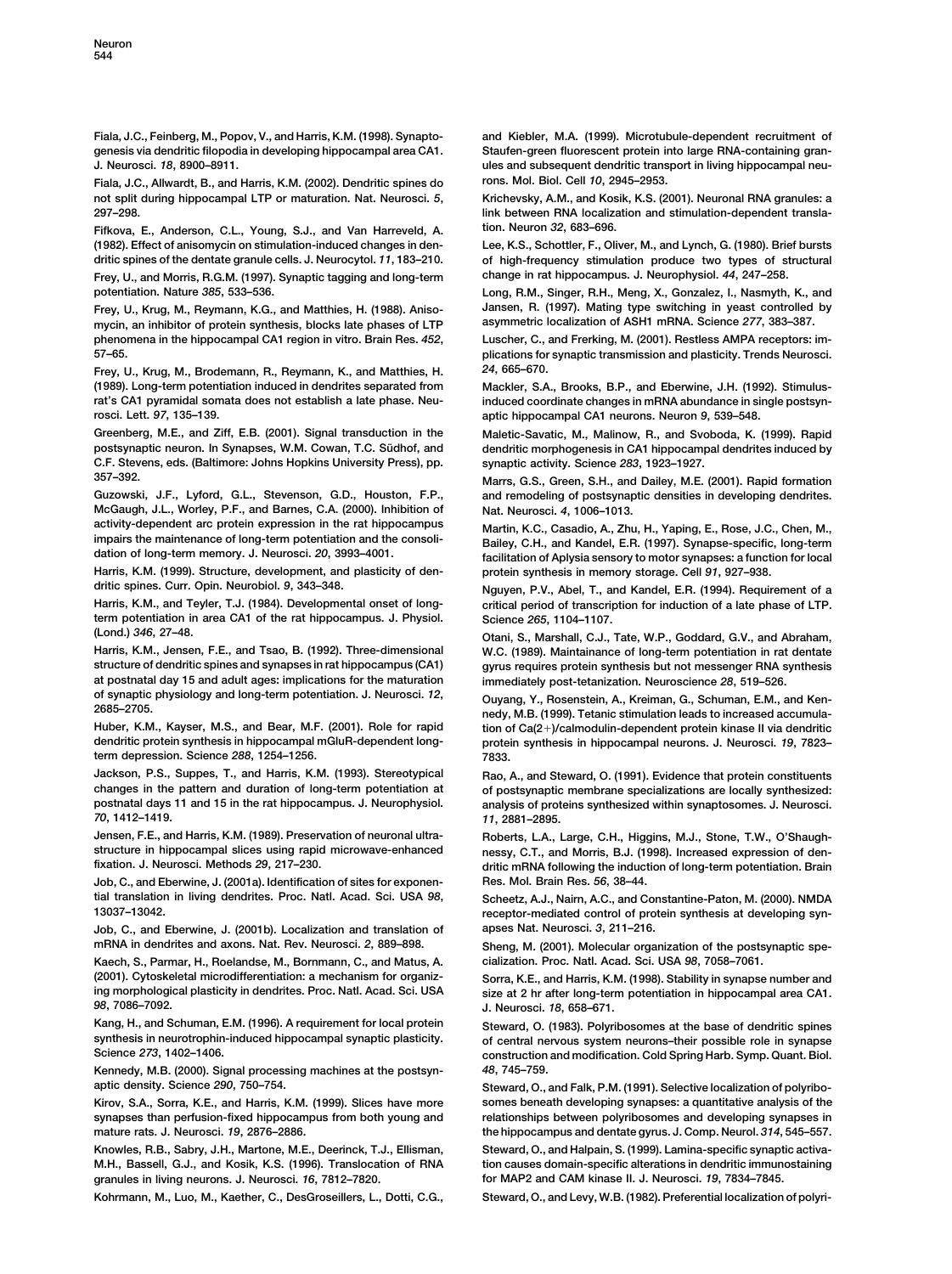Fiala, J.C., Feinberg, M., Popov, V., and Harris, K.M. (1998). Synaptogenesis via dendritic filopodia in developing hippocampal area CA1. J. Neurosci. *18*, 8900–8911.

Fiala, J.C., Allwardt, B., and Harris, K.M. (2002). Dendritic spines do not split during hippocampal LTP or maturation. Nat. Neurosci. *5*, 297–298.

Fifkova, E., Anderson, C.L., Young, S.J., and Van Harreveld, A. (1982). Effect of anisomycin on stimulation-induced changes in dendritic spines of the dentate granule cells. J. Neurocytol. *11*, 183–210.

Frey, U., and Morris, R.G.M. (1997). Synaptic tagging and long-term potentiation. Nature *385*, 533–536.

Frey, U., Krug, M., Reymann, K.G., and Matthies, H. (1988). Anisomycin, an inhibitor of protein synthesis, blocks late phases of LTP phenomena in the hippocampal CA1 region in vitro. Brain Res. *452*, 57–65.

Frey, U., Krug, M., Brodemann, R., Reymann, K., and Matthies, H. (1989). Long-term potentiation induced in dendrites separated from rat's CA1 pyramidal somata does not establish a late phase. Neurosci. Lett. *97*, 135–139.

Greenberg, M.E., and Ziff, E.B. (2001). Signal transduction in the postsynaptic neuron. In Synapses, W.M. Cowan, T.C. Südhof, and C.F. Stevens, eds. (Baltimore: Johns Hopkins University Press), pp. 357–392.

Guzowski, J.F., Lyford, G.L., Stevenson, G.D., Houston, F.P., McGaugh, J.L., Worley, P.F., and Barnes, C.A. (2000). Inhibition of activity-dependent arc protein expression in the rat hippocampus impairs the maintenance of long-term potentiation and the consolidation of long-term memory. J. Neurosci. *20*, 3993–4001.

Harris, K.M. (1999). Structure, development, and plasticity of dendritic spines. Curr. Opin. Neurobiol. *9*, 343–348.

Harris, K.M., and Teyler, T.J. (1984). Developmental onset of long-term potentiation in area CA1 of the rat hippocampus. J. Physiol. (Lond.) *346*, 27–48.

Harris, K.M., Jensen, F.E., and Tsao, B. (1992). Three-dimensional structure of dendritic spines and synapses in rat hippocampus (CA1) at postnatal day 15 and adult ages: implications for the maturation of synaptic physiology and long-term potentiation. J. Neurosci. *12*, 2685–2705.

Huber, K.M., Kayser, M.S., and Bear, M.F. (2001). Role for rapid dendritic protein synthesis in hippocampal mGluR-dependent long-term depression. Science *288*, 1254–1256.

Jackson, P.S., Suppes, T., and Harris, K.M. (1993). Stereotypical changes in the pattern and duration of long-term potentiation at postnatal days 11 and 15 in the rat hippocampus. J. Neurophysiol. *70*, 1412–1419.

Jensen, F.E., and Harris, K.M. (1989). Preservation of neuronal ultrastructure in hippocampal slices using rapid microwave-enhanced fixation. J. Neurosci. Methods *29*, 217–230.

Job, C., and Eberwine, J. (2001a). Identification of sites for exponential translation in living dendrites. Proc. Natl. Acad. Sci. USA *98*, 13037–13042.

Job, C., and Eberwine, J. (2001b). Localization and translation of mRNA in dendrites and axons. Nat. Rev. Neurosci. *2*, 889–898.

Kaech, S., Parmar, H., Roelandse, M., Bornmann, C., and Matus, A. (2001). Cytoskeletal microdifferentiation: a mechanism for organizing morphological plasticity in dendrites. Proc. Natl. Acad. Sci. USA *98*, 7086–7092.

Kang, H., and Schuman, E.M. (1996). A requirement for local protein synthesis in neurotrophin-induced hippocampal synaptic plasticity. Science *273*, 1402–1406.

Kennedy, M.B. (2000). Signal processing machines at the postsynaptic density. Science *290*, 750–754.

Kirov, S.A., Sorra, K.E., and Harris, K.M. (1999). Slices have more synapses than perfusion-fixed hippocampus from both young and mature rats. J. Neurosci. *19*, 2876–2886.

Knowles, R.B., Sabry, J.H., Martone, M.E., Deerinck, T.J., Ellisman, M.H., Bassell, G.J., and Kosik, K.S. (1996). Translocation of RNA granules in living neurons. J. Neurosci. *16*, 7812–7820.

Kohrmann, M., Luo, M., Kaether, C., DesGroseillers, L., Dotti, C.G., and Kiebler, M.A. (1999). Microtubule-dependent recruitment of Staufen-green fluorescent protein into large RNA-containing granules and subsequent dendritic transport in living hippocampal neurons. Mol. Biol. Cell *10*, 2945–2953.

Krichevsky, A.M., and Kosik, K.S. (2001). Neuronal RNA granules: a link between RNA localization and stimulation-dependent translation. Neuron *32*, 683–696.

Lee, K.S., Schottler, F., Oliver, M., and Lynch, G. (1980). Brief bursts of high-frequency stimulation produce two types of structural change in rat hippocampus. J. Neurophysiol. *44*, 247–258.

Long, R.M., Singer, R.H., Meng, X., Gonzalez, I., Nasmyth, K., and Jansen, R. (1997). Mating type switching in yeast controlled by asymmetric localization of ASH1 mRNA. Science *277*, 383–387.

Luscher, C., and Frerking, M. (2001). Restless AMPA receptors: implications for synaptic transmission and plasticity. Trends Neurosci. *24*, 665–670.

Mackler, S.A., Brooks, B.P., and Eberwine, J.H. (1992). Stimulus-induced coordinate changes in mRNA abundance in single postsynaptic hippocampal CA1 neurons. Neuron *9*, 539–548.

Maletic-Savatic, M., Malinow, R., and Svoboda, K. (1999). Rapid dendritic morphogenesis in CA1 hippocampal dendrites induced by synaptic activity. Science *283*, 1923–1927.

Marrs, G.S., Green, S.H., and Dailey, M.E. (2001). Rapid formation and remodeling of postsynaptic densities in developing dendrites. Nat. Neurosci. *4*, 1006–1013.

Martin, K.C., Casadio, A., Zhu, H., Yaping, E., Rose, J.C., Chen, M., Bailey, C.H., and Kandel, E.R. (1997). Synapse-specific, long-term facilitation of Aplysia sensory to motor synapses: a function for local protein synthesis in memory storage. Cell *91*, 927–938.

Nguyen, P.V., Abel, T., and Kandel, E.R. (1994). Requirement of a critical period of transcription for induction of a late phase of LTP. Science *265*, 1104–1107.

Otani, S., Marshall, C.J., Tate, W.P., Goddard, G.V., and Abraham, W.C. (1989). Maintainance of long-term potentiation in rat dentate gyrus requires protein synthesis but not messenger RNA synthesis immediately post-tetanization. Neuroscience *28*, 519–526.

Ouyang, Y., Rosenstein, A., Kreiman, G., Schuman, E.M., and Kennedy, M.B. (1999). Tetanic stimulation leads to increased accumulation of Ca(2+)/calmodulin-dependent protein kinase II via dendritic protein synthesis in hippocampal neurons. J. Neurosci. *19*, 7823–7833.

Rao, A., and Steward, O. (1991). Evidence that protein constituents of postsynaptic membrane specializations are locally synthesized: analysis of proteins synthesized within synaptosomes. J. Neurosci. *11*, 2881–2895.

Roberts, L.A., Large, C.H., Higgins, M.J., Stone, T.W., O'Shaughnessy, C.T., and Morris, B.J. (1998). Increased expression of dendritic mRNA following the induction of long-term potentiation. Brain Res. Mol. Brain Res. *56*, 38–44.

Scheetz, A.J., Nairn, A.C., and Constantine-Paton, M. (2000). NMDA receptor-mediated control of protein synthesis at developing synapses Nat. Neurosci. *3*, 211–216.

Sheng, M. (2001). Molecular organization of the postsynaptic specialization. Proc. Natl. Acad. Sci. USA *98*, 7058–7061.

Sorra, K.E., and Harris, K.M. (1998). Stability in synapse number and size at 2 hr after long-term potentiation in hippocampal area CA1. J. Neurosci. *18*, 658–671.

Steward, O. (1983). Polyribosomes at the base of dendritic spines of central nervous system neurons–their possible role in synapse construction and modification. Cold Spring Harb. Symp. Quant. Biol. *48*, 745–759.

Steward, O., and Falk, P.M. (1991). Selective localization of polyribosomes beneath developing synapses: a quantitative analysis of the relationships between polyribosomes and developing synapses in the hippocampus and dentate gyrus. J. Comp. Neurol. *314*, 545–557.

Steward, O., and Halpain, S. (1999). Lamina-specific synaptic activation causes domain-specific alterations in dendritic immunostaining for MAP2 and CAM kinase II. J. Neurosci. *19*, 7834–7845.

Steward, O., and Levy, W.B. (1982). Preferential localization of polyri-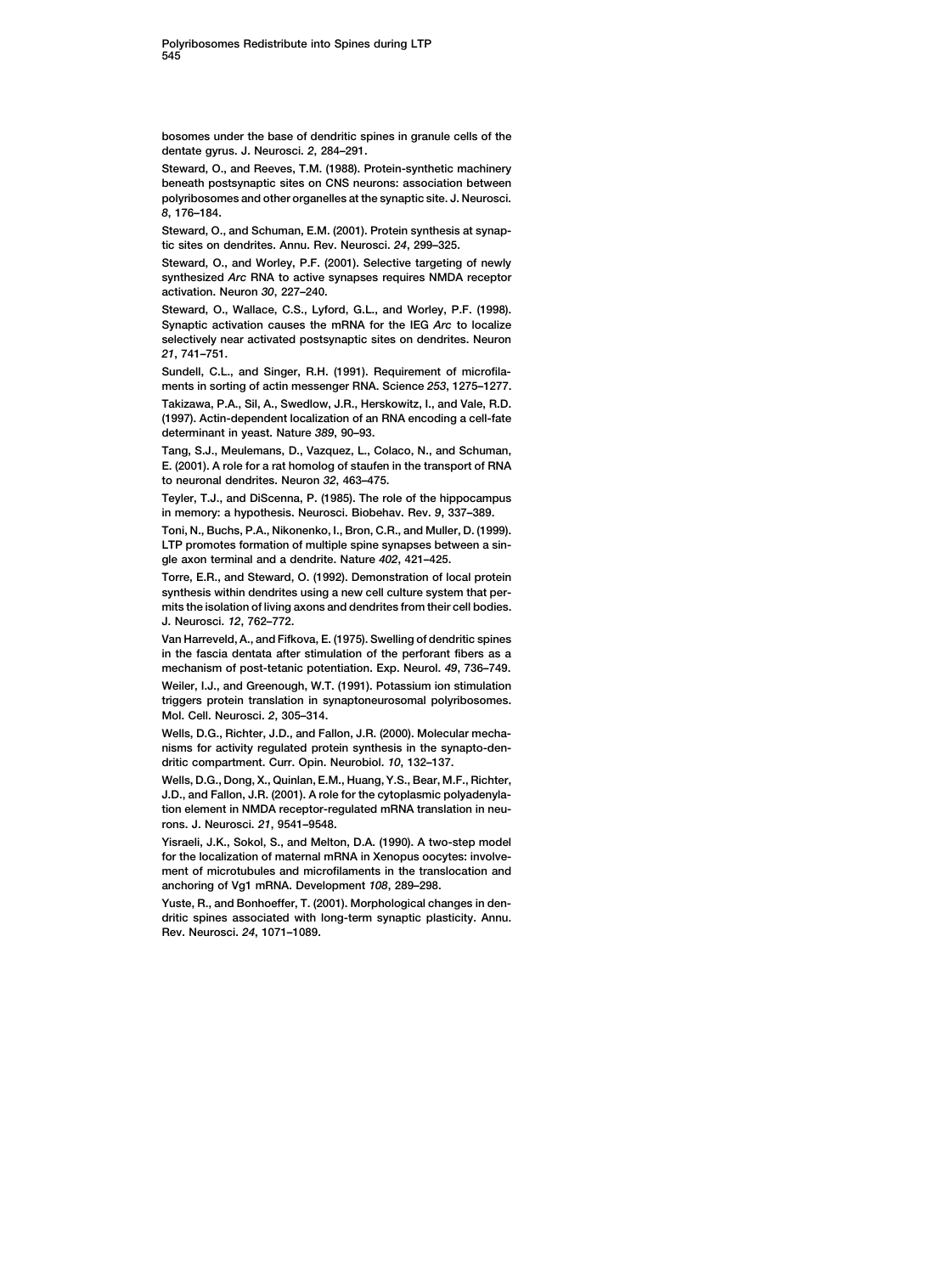bosomes under the base of dendritic spines in granule cells of the dentate gyrus. J. Neurosci. *2*, 284–291.

Steward, O., and Reeves, T.M. (1988). Protein-synthetic machinery beneath postsynaptic sites on CNS neurons: association between polyribosomes and other organelles at the synaptic site. J. Neurosci. *8*, 176–184.

Steward, O., and Schuman, E.M. (2001). Protein synthesis at synaptic sites on dendrites. Annu. Rev. Neurosci. *24*, 299–325.

Steward, O., and Worley, P.F. (2001). Selective targeting of newly synthesized *Arc* RNA to active synapses requires NMDA receptor activation. Neuron *30*, 227–240.

Steward, O., Wallace, C.S., Lyford, G.L., and Worley, P.F. (1998). Synaptic activation causes the mRNA for the IEG *Arc* to localize selectively near activated postsynaptic sites on dendrites. Neuron *21*, 741–751.

Sundell, C.L., and Singer, R.H. (1991). Requirement of microfilaments in sorting of actin messenger RNA. Science *253*, 1275–1277.

Takizawa, P.A., Sil, A., Swedlow, J.R., Herskowitz, I., and Vale, R.D. (1997). Actin-dependent localization of an RNA encoding a cell-fate determinant in yeast. Nature *389*, 90–93.

Tang, S.J., Meulemans, D., Vazquez, L., Colaco, N., and Schuman, E. (2001). A role for a rat homolog of staufen in the transport of RNA to neuronal dendrites. Neuron *32*, 463–475.

Teyler, T.J., and DiScenna, P. (1985). The role of the hippocampus in memory: a hypothesis. Neurosci. Biobehav. Rev. *9*, 337–389.

Toni, N., Buchs, P.A., Nikonenko, I., Bron, C.R., and Muller, D. (1999). LTP promotes formation of multiple spine synapses between a single axon terminal and a dendrite. Nature *402*, 421–425.

Torre, E.R., and Steward, O. (1992). Demonstration of local protein synthesis within dendrites using a new cell culture system that permits the isolation of living axons and dendrites from their cell bodies. J. Neurosci. *12*, 762–772.

Van Harreveld, A., and Fifkova, E. (1975). Swelling of dendritic spines in the fascia dentata after stimulation of the perforant fibers as a mechanism of post-tetanic potentiation. Exp. Neurol. *49*, 736–749.

Weiler, I.J., and Greenough, W.T. (1991). Potassium ion stimulation triggers protein translation in synaptoneurosomal polyribosomes. Mol. Cell. Neurosci. *2*, 305–314.

Wells, D.G., Richter, J.D., and Fallon, J.R. (2000). Molecular mechanisms for activity regulated protein synthesis in the synapto-dendritic compartment. Curr. Opin. Neurobiol. *10*, 132–137.

Wells, D.G., Dong, X., Quinlan, E.M., Huang, Y.S., Bear, M.F., Richter, J.D., and Fallon, J.R. (2001). A role for the cytoplasmic polyadenylation element in NMDA receptor-regulated mRNA translation in neurons. J. Neurosci. *21*, 9541–9548.

Yisraeli, J.K., Sokol, S., and Melton, D.A. (1990). A two-step model for the localization of maternal mRNA in Xenopus oocytes: involvement of microtubules and microfilaments in the translocation and anchoring of Vg1 mRNA. Development *108*, 289–298.

Yuste, R., and Bonhoeffer, T. (2001). Morphological changes in dendritic spines associated with long-term synaptic plasticity. Annu. Rev. Neurosci. *24*, 1071–1089.